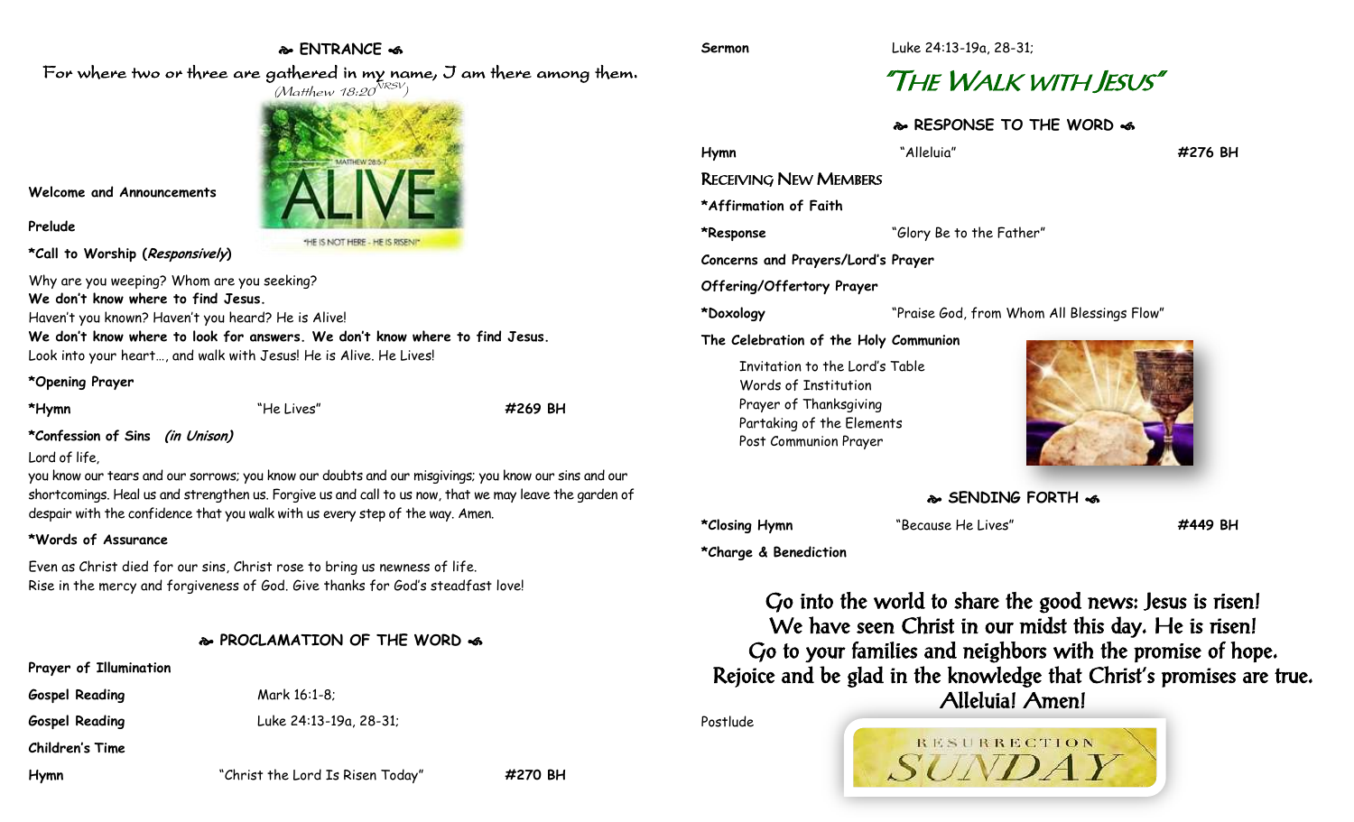## ❧ ENTRANCE ☙

For where two or three are gathered in my name, I am there among them.
(Matthew 18:20 NRSV)

**Welcome and Announcements**

**Prelude**

***Call to Worship (*Responsively*)**

Why are you weeping? Whom are you seeking?
**We don't know where to find Jesus.**
Haven't you known? Haven't you heard? He is Alive!
**We don't know where to look for answers. We don't know where to find Jesus.**
Look into your heart…, and walk with Jesus! He is Alive. He Lives!

***Opening Prayer**

**\*Hymn** "He Lives" **#269 BH**

***Confession of Sins** ***(in Unison)***

Lord of life,
you know our tears and our sorrows; you know our doubts and our misgivings; you know our sins and our shortcomings. Heal us and strengthen us. Forgive us and call to us now, that we may leave the garden of despair with the confidence that you walk with us every step of the way. Amen.

***Words of Assurance**

Even as Christ died for our sins, Christ rose to bring us newness of life.
Rise in the mercy and forgiveness of God. Give thanks for God's steadfast love!

## ❧ PROCLAMATION OF THE WORD ☙

**Prayer of Illumination**

**Gospel Reading** Mark 16:1-8;

**Gospel Reading** Luke 24:13-19a, 28-31;

**Children's Time**

**Hymn** "Christ the Lord Is Risen Today" **#270 BH**

**Sermon** Luke 24:13-19a, 28-31;

# "THE WALK WITH JESUS"

## ❧ RESPONSE TO THE WORD ☙

**Hymn** "Alleluia" **#276 BH**

**RECEIVING NEW MEMBERS**

***Affirmation of Faith**

**\*Response** "Glory Be to the Father"

**Concerns and Prayers/Lord's Prayer**

**Offering/Offertory Prayer**

**\*Doxology** "Praise God, from Whom All Blessings Flow"

**The Celebration of the Holy Communion**

Invitation to the Lord's Table
Words of Institution
Prayer of Thanksgiving
Partaking of the Elements
Post Communion Prayer

## ❧ SENDING FORTH ☙

**\*Closing Hymn** "Because He Lives" **#449 BH**

***Charge & Benediction**

Go into the world to share the good news: Jesus is risen!
We have seen Christ in our midst this day. He is risen!
Go to your families and neighbors with the promise of hope.
Rejoice and be glad in the knowledge that Christ's promises are true.
Alleluia! Amen!

Postlude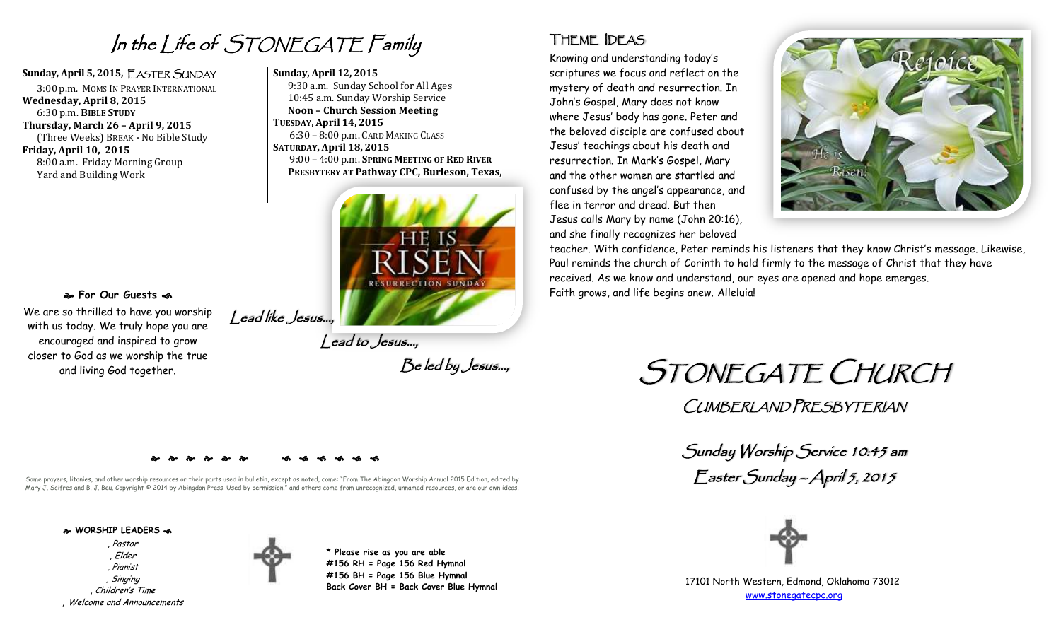# In the Life of STONEGATE Family

**Sunday, April 5, 2015,** EASTER SUNDAY
3:00 p.m. MOMS IN PRAYER INTERNATIONAL
**Wednesday, April 8, 2015**
6:30 p.m. **BIBLE STUDY**
**Thursday, March 26 – April 9, 2015**
(Three Weeks) BREAK - No Bible Study
**Friday, April 10, 2015**
8:00 a.m. Friday Morning Group
Yard and Building Work

**Sunday, April 12, 2015**
9:30 a.m. Sunday School for All Ages
10:45 a.m. Sunday Worship Service
**Noon – Church Session Meeting**
**TUESDAY, April 14, 2015**
6:30 – 8:00 p.m. CARD MAKING CLASS
**SATURDAY, April 18, 2015**
9:00 – 4:00 p.m. **SPRING MEETING OF RED RIVER PRESBYTERY AT Pathway CPC, Burleson, Texas,**

**For Our Guests**

We are so thrilled to have you worship with us today. We truly hope you are encouraged and inspired to grow closer to God as we worship the true and living God together.

*Lead like Jesus...,*

*Lead to Jesus...,*

*Be led by Jesus...,*

Some prayers, litanies, and other worship resources or their parts used in bulletin, except as noted, come: "From The Abingdon Worship Annual 2015 Edition, edited by Mary J. Scifres and B. J. Beu. Copyright © 2014 by Abingdon Press. Used by permission." and others come from unrecognized, unnamed resources, or are our own ideas.

**WORSHIP LEADERS**

*, Pastor*
*, Elder*
*, Pianist*
*, Singing*
*, Children's Time*
*, Welcome and Announcements*

**\* Please rise as you are able**
**#156 RH = Page 156 Red Hymnal**
**#156 BH = Page 156 Blue Hymnal**
**Back Cover BH = Back Cover Blue Hymnal**

## THEME IDEAS

Knowing and understanding today's scriptures we focus and reflect on the mystery of death and resurrection. In John's Gospel, Mary does not know where Jesus' body has gone. Peter and the beloved disciple are confused about Jesus' teachings about his death and resurrection. In Mark's Gospel, Mary and the other women are startled and confused by the angel's appearance, and flee in terror and dread. But then Jesus calls Mary by name (John 20:16), and she finally recognizes her beloved teacher. With confidence, Peter reminds his listeners that they know Christ's message. Likewise, Paul reminds the church of Corinth to hold firmly to the message of Christ that they have received. As we know and understand, our eyes are opened and hope emerges. Faith grows, and life begins anew. Alleluia!

# STONEGATE CHURCH

## CUMBERLAND PRESBYTERIAN

*Sunday Worship Service 10:45 am*

*Easter Sunday – April 5, 2015*

17101 North Western, Edmond, Oklahoma 73012
www.stonegatecpc.org